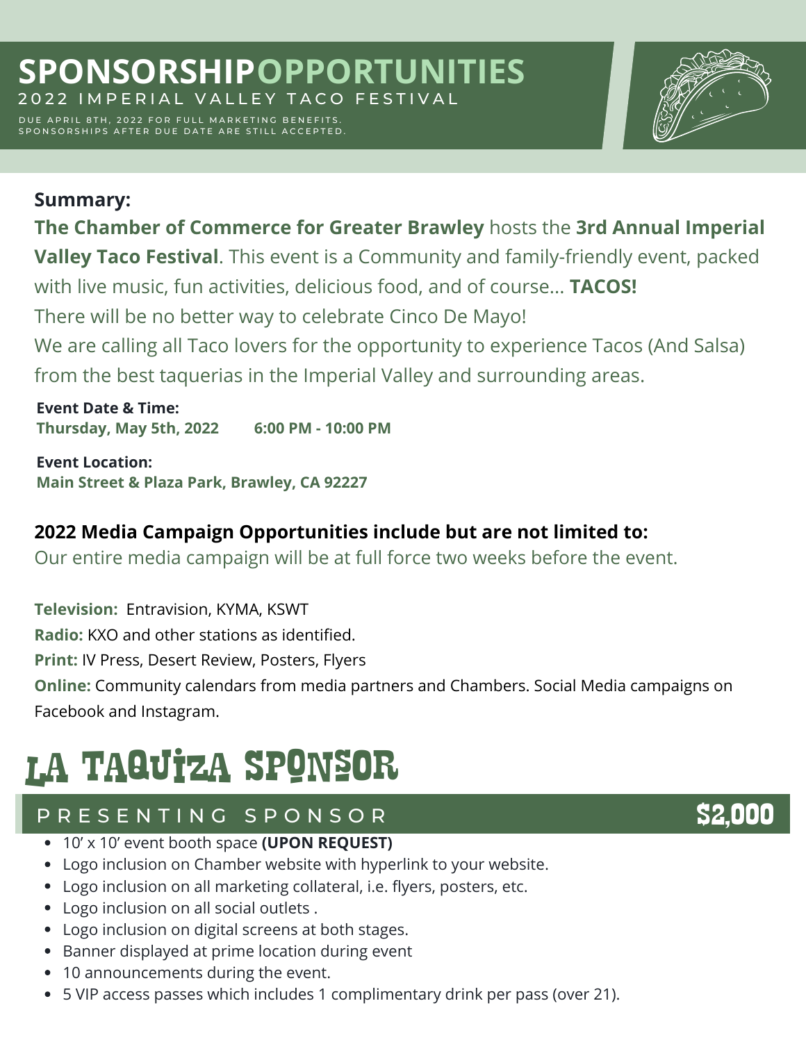# SPONSORSHIP OPPORTUNITIES

2022 IMPERIAL VALLEY TACO FESTIVAL

DUE APRIL 8TH, 2022 FOR FULL MARKETING BENEFITS.
SPONSORSHIPS AFTER DUE DATE ARE STILL ACCEPTED.

**Summary:**

**The Chamber of Commerce for Greater Brawley** hosts the **3rd Annual Imperial Valley Taco Festival**. This event is a Community and family-friendly event, packed with live music, fun activities, delicious food, and of course... **TACOS!**
There will be no better way to celebrate Cinco De Mayo!
We are calling all Taco lovers for the opportunity to experience Tacos (And Salsa) from the best taquerias in the Imperial Valley and surrounding areas.

**Event Date & Time:**
**Thursday, May 5th, 2022 6:00 PM - 10:00 PM**

**Event Location:**
**Main Street & Plaza Park, Brawley, CA 92227**

**2022 Media Campaign Opportunities include but are not limited to:**
Our entire media campaign will be at full force two weeks before the event.

**Television:** Entravision, KYMA, KSWT
**Radio:** KXO and other stations as identified.
**Print:** IV Press, Desert Review, Posters, Flyers
**Online:** Community calendars from media partners and Chambers. Social Media campaigns on Facebook and Instagram.

## LA TAQUIZA SPONSOR

### PRESENTING SPONSOR $2,000

- 10' x 10' event booth space **(UPON REQUEST)**
- Logo inclusion on Chamber website with hyperlink to your website.
- Logo inclusion on all marketing collateral, i.e. flyers, posters, etc.
- Logo inclusion on all social outlets .
- Logo inclusion on digital screens at both stages.
- Banner displayed at prime location during event
- 10 announcements during the event.
- 5 VIP access passes which includes 1 complimentary drink per pass (over 21).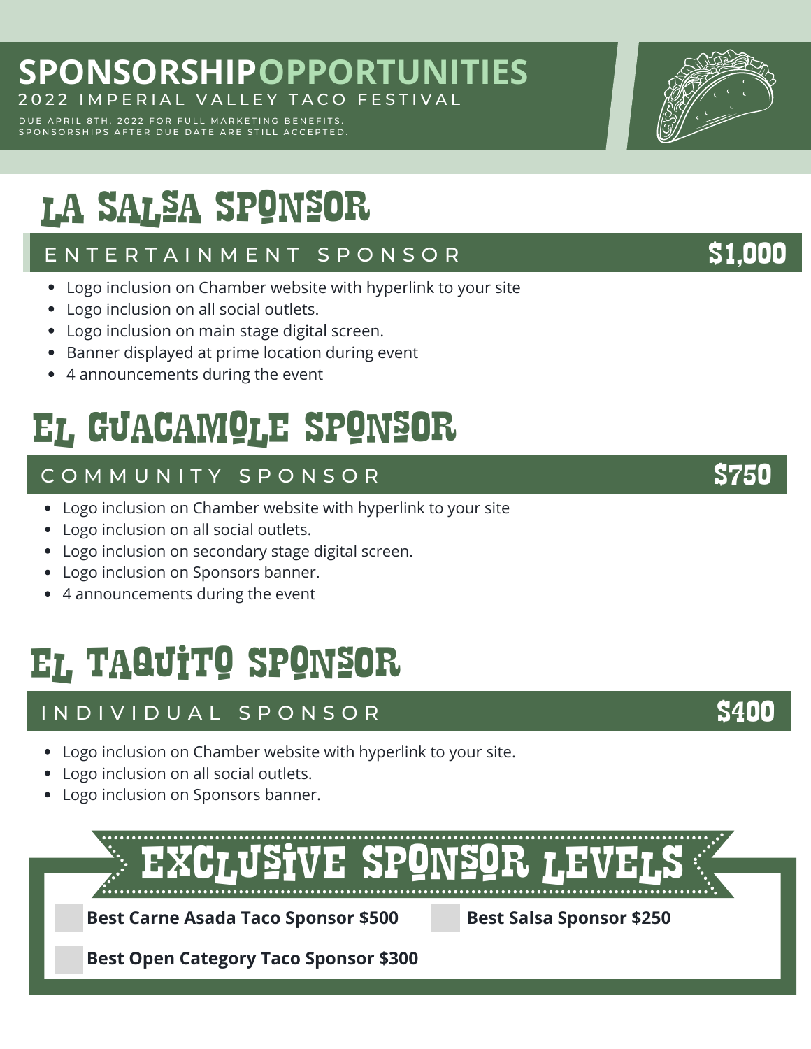# SPONSORSHIP OPPORTUNITIES

2022 IMPERIAL VALLEY TACO FESTIVAL

DUE APRIL 8TH, 2022 FOR FULL MARKETING BENEFITS.
SPONSORSHIPS AFTER DUE DATE ARE STILL ACCEPTED.

## LA SALSA SPONSOR

### ENTERTAINMENT SPONSOR — $1,000

- Logo inclusion on Chamber website with hyperlink to your site
- Logo inclusion on all social outlets.
- Logo inclusion on main stage digital screen.
- Banner displayed at prime location during event
- 4 announcements during the event

## EL GUACAMOLE SPONSOR

### COMMUNITY SPONSOR — $750

- Logo inclusion on Chamber website with hyperlink to your site
- Logo inclusion on all social outlets.
- Logo inclusion on secondary stage digital screen.
- Logo inclusion on Sponsors banner.
- 4 announcements during the event

## EL TAQUITO SPONSOR

### INDIVIDUAL SPONSOR — $400

- Logo inclusion on Chamber website with hyperlink to your site.
- Logo inclusion on all social outlets.
- Logo inclusion on Sponsors banner.

## EXCLUSIVE SPONSOR LEVELS

- **Best Carne Asada Taco Sponsor $500**
- **Best Salsa Sponsor $250**
- **Best Open Category Taco Sponsor $300**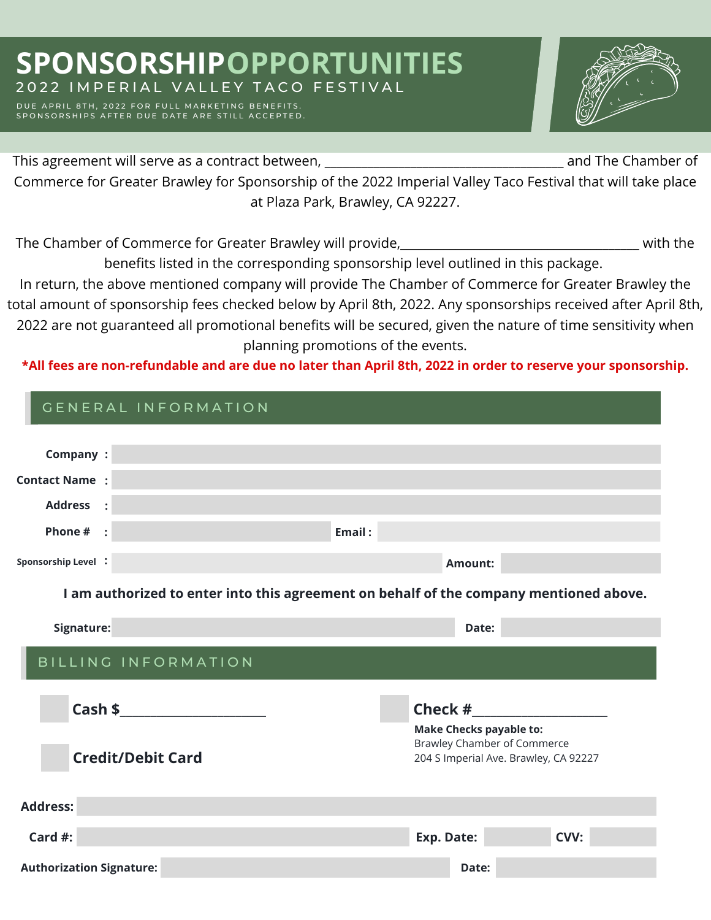# SPONSORSHIPOPPORTUNITIES

## 2022 IMPERIAL VALLEY TACO FESTIVAL

DUE APRIL 8TH, 2022 FOR FULL MARKETING BENEFITS.
SPONSORSHIPS AFTER DUE DATE ARE STILL ACCEPTED.

This agreement will serve as a contract between, ___________________________________ and The Chamber of Commerce for Greater Brawley for Sponsorship of the 2022 Imperial Valley Taco Festival that will take place at Plaza Park, Brawley, CA 92227.

The Chamber of Commerce for Greater Brawley will provide,___________________________________ with the benefits listed in the corresponding sponsorship level outlined in this package.
In return, the above mentioned company will provide The Chamber of Commerce for Greater Brawley the total amount of sponsorship fees checked below by April 8th, 2022. Any sponsorships received after April 8th, 2022 are not guaranteed all promotional benefits will be secured, given the nature of time sensitivity when planning promotions of the events.

***All fees are non-refundable and are due no later than April 8th, 2022 in order to reserve your sponsorship.**

## GENERAL INFORMATION

**Company :**

**Contact Name :**

**Address :**

**Phone # :** **Email :**

**Sponsorship Level :** **Amount:**

**I am authorized to enter into this agreement on behalf of the company mentioned above.**

**Signature:** **Date:**

## BILLING INFORMATION

**Cash $**____________________

**Check #**_________________

**Make Checks payable to:**
Brawley Chamber of Commerce
204 S Imperial Ave. Brawley, CA 92227

**Credit/Debit Card**

**Address:**

**Card #:** **Exp. Date:** **CVV:**

**Authorization Signature:** **Date:**